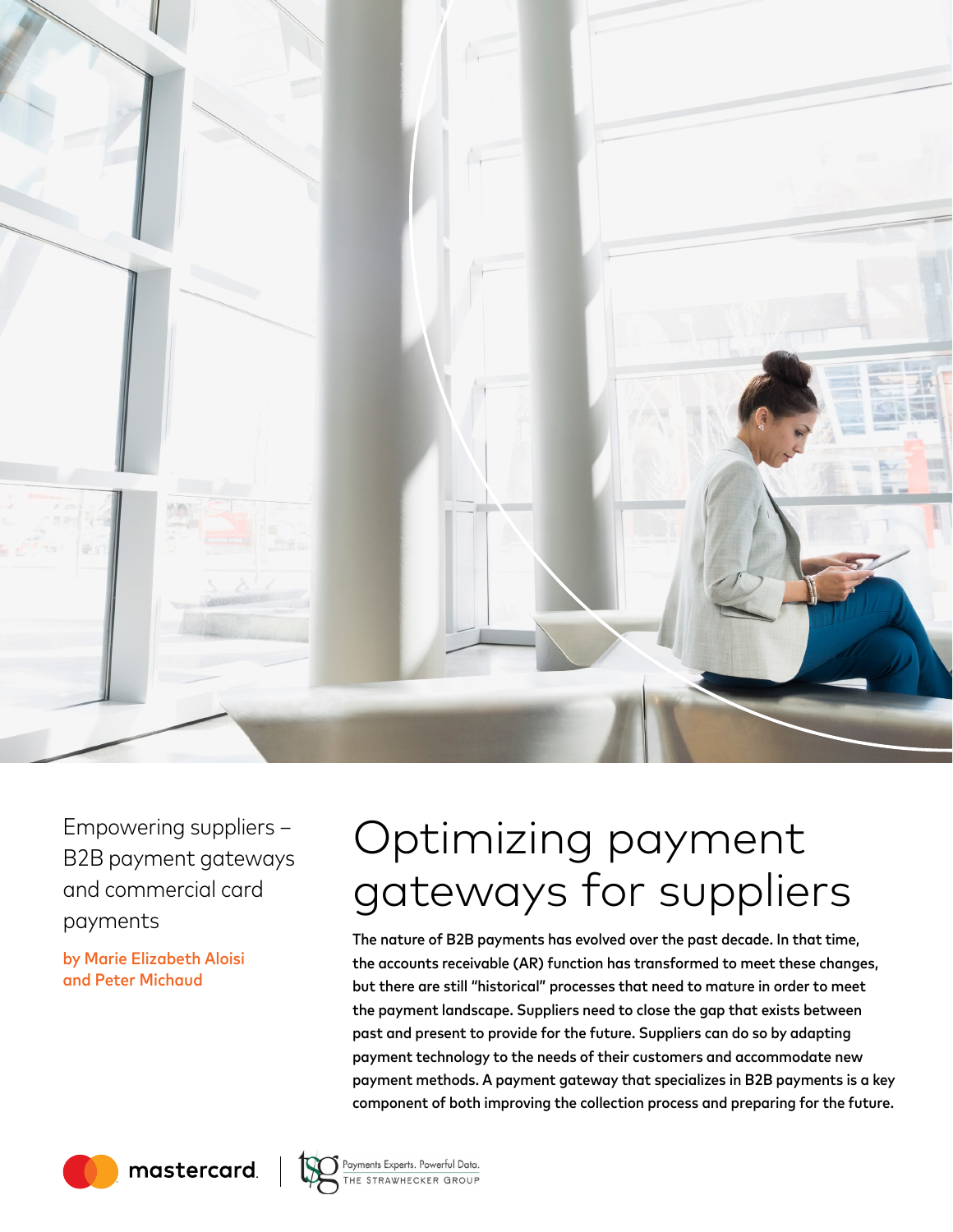Empowering suppliers – B2B payment gateways and commercial card payments

**by Marie Elizabeth Aloisi and Peter Michaud**

# Optimizing payment gateways for suppliers

**The nature of B2B payments has evolved over the past decade. In that time, the accounts receivable (AR) function has transformed to meet these changes, but there are still "historical" processes that need to mature in order to meet the payment landscape. Suppliers need to close the gap that exists between past and present to provide for the future. Suppliers can do so by adapting payment technology to the needs of their customers and accommodate new payment methods. A payment gateway that specializes in B2B payments is a key component of both improving the collection process and preparing for the future.**

mastercard | Payments Experts. Powerful Data. THE STRAWHECKER GROUP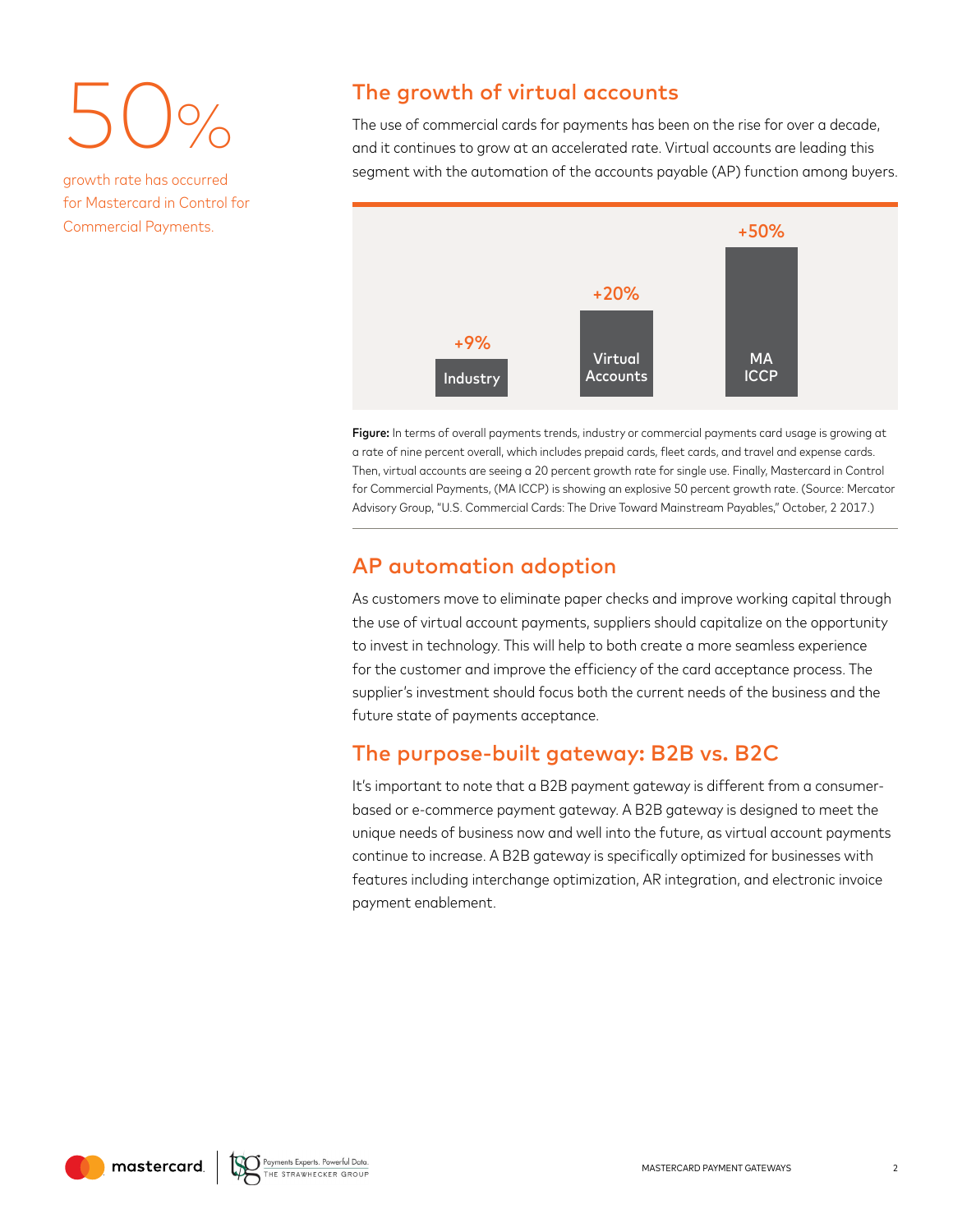50%

growth rate has occurred for Mastercard in Control for Commercial Payments.

## The growth of virtual accounts

The use of commercial cards for payments has been on the rise for over a decade, and it continues to grow at an accelerated rate. Virtual accounts are leading this segment with the automation of the accounts payable (AP) function among buyers.

| Industry | Virtual Accounts | MA ICCP |
| --- | --- | --- |
| +9% | +20% | +50% |

**Figure:** In terms of overall payments trends, industry or commercial payments card usage is growing at a rate of nine percent overall, which includes prepaid cards, fleet cards, and travel and expense cards. Then, virtual accounts are seeing a 20 percent growth rate for single use. Finally, Mastercard in Control for Commercial Payments, (MA ICCP) is showing an explosive 50 percent growth rate. (Source: Mercator Advisory Group, "U.S. Commercial Cards: The Drive Toward Mainstream Payables," October, 2 2017.)

## AP automation adoption

As customers move to eliminate paper checks and improve working capital through the use of virtual account payments, suppliers should capitalize on the opportunity to invest in technology. This will help to both create a more seamless experience for the customer and improve the efficiency of the card acceptance process. The supplier's investment should focus both the current needs of the business and the future state of payments acceptance.

## The purpose-built gateway: B2B vs. B2C

It's important to note that a B2B payment gateway is different from a consumer-based or e-commerce payment gateway. A B2B gateway is designed to meet the unique needs of business now and well into the future, as virtual account payments continue to increase. A B2B gateway is specifically optimized for businesses with features including interchange optimization, AR integration, and electronic invoice payment enablement.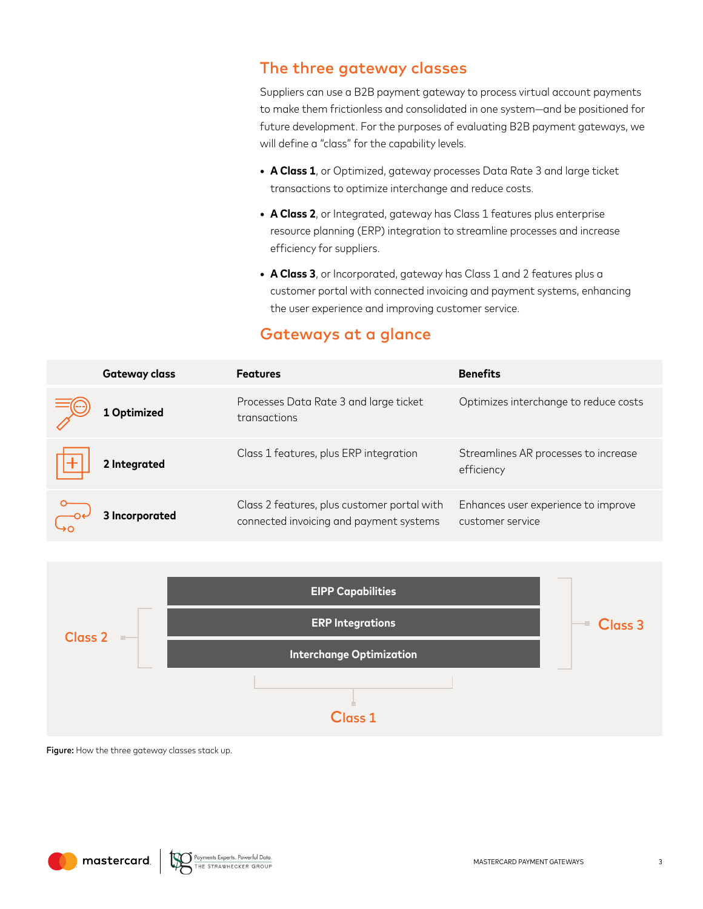## The three gateway classes

Suppliers can use a B2B payment gateway to process virtual account payments to make them frictionless and consolidated in one system—and be positioned for future development. For the purposes of evaluating B2B payment gateways, we will define a "class" for the capability levels.

- **A Class 1**, or Optimized, gateway processes Data Rate 3 and large ticket transactions to optimize interchange and reduce costs.
- **A Class 2**, or Integrated, gateway has Class 1 features plus enterprise resource planning (ERP) integration to streamline processes and increase efficiency for suppliers.
- **A Class 3**, or Incorporated, gateway has Class 1 and 2 features plus a customer portal with connected invoicing and payment systems, enhancing the user experience and improving customer service.

## Gateways at a glance

| Gateway class | Features | Benefits |
|---|---|---|
| 1 Optimized | Processes Data Rate 3 and large ticket transactions | Optimizes interchange to reduce costs |
| 2 Integrated | Class 1 features, plus ERP integration | Streamlines AR processes to increase efficiency |
| 3 Incorporated | Class 2 features, plus customer portal with connected invoicing and payment systems | Enhances user experience to improve customer service |

EIPP Capabilities

ERP Integrations

Interchange Optimization

Class 1 — Interchange Optimization

Class 2 — ERP Integrations, Interchange Optimization

Class 3 — EIPP Capabilities, ERP Integrations, Interchange Optimization

**Figure:** How the three gateway classes stack up.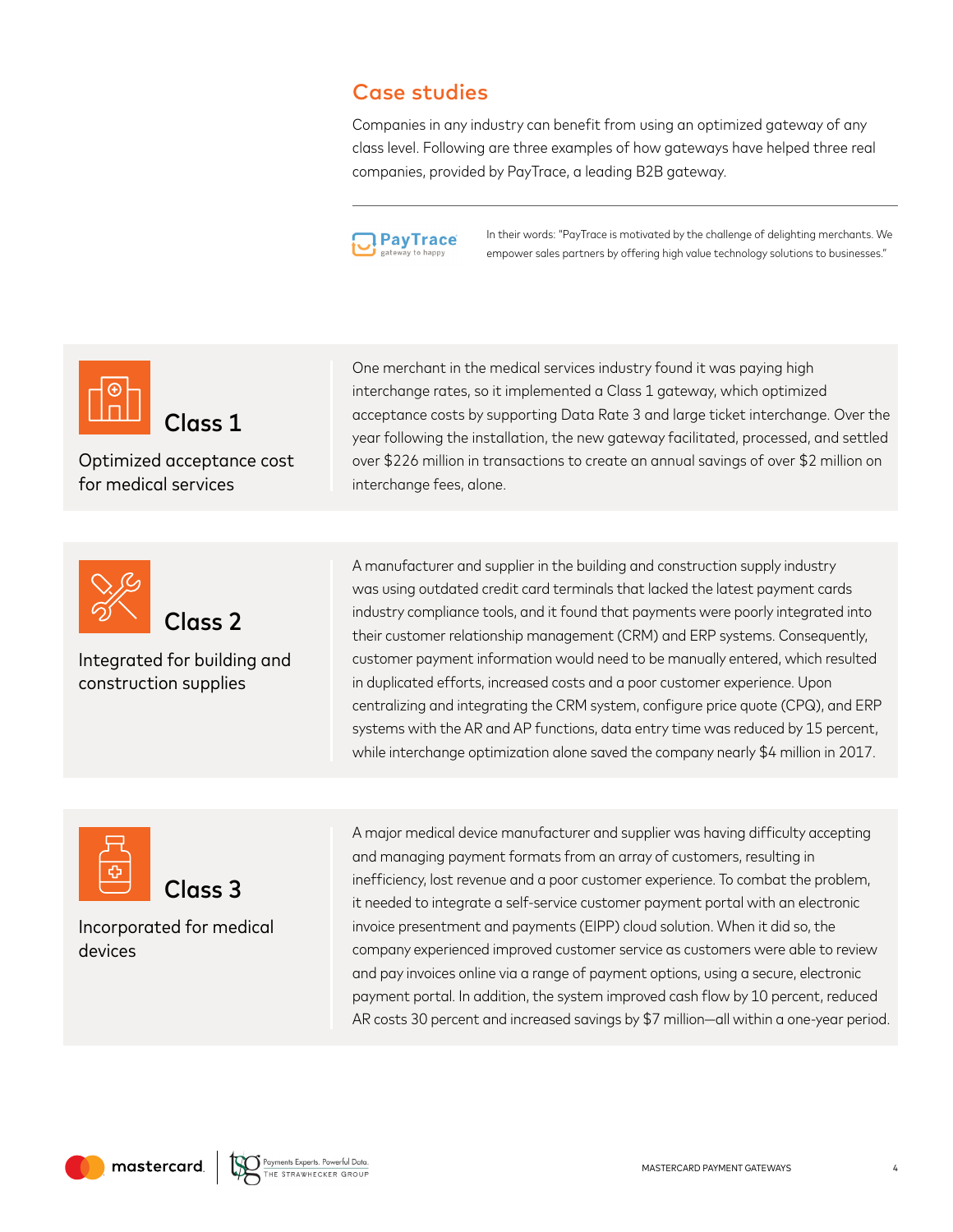## Case studies

Companies in any industry can benefit from using an optimized gateway of any class level. Following are three examples of how gateways have helped three real companies, provided by PayTrace, a leading B2B gateway.

PayTrace gateway to happy

In their words: "PayTrace is motivated by the challenge of delighting merchants. We empower sales partners by offering high value technology solutions to businesses."

### Class 1

Optimized acceptance cost for medical services

One merchant in the medical services industry found it was paying high interchange rates, so it implemented a Class 1 gateway, which optimized acceptance costs by supporting Data Rate 3 and large ticket interchange. Over the year following the installation, the new gateway facilitated, processed, and settled over $226 million in transactions to create an annual savings of over $2 million on interchange fees, alone.

### Class 2

Integrated for building and construction supplies

A manufacturer and supplier in the building and construction supply industry was using outdated credit card terminals that lacked the latest payment cards industry compliance tools, and it found that payments were poorly integrated into their customer relationship management (CRM) and ERP systems. Consequently, customer payment information would need to be manually entered, which resulted in duplicated efforts, increased costs and a poor customer experience. Upon centralizing and integrating the CRM system, configure price quote (CPQ), and ERP systems with the AR and AP functions, data entry time was reduced by 15 percent, while interchange optimization alone saved the company nearly $4 million in 2017.

### Class 3

Incorporated for medical devices

A major medical device manufacturer and supplier was having difficulty accepting and managing payment formats from an array of customers, resulting in inefficiency, lost revenue and a poor customer experience. To combat the problem, it needed to integrate a self-service customer payment portal with an electronic invoice presentment and payments (EIPP) cloud solution. When it did so, the company experienced improved customer service as customers were able to review and pay invoices online via a range of payment options, using a secure, electronic payment portal. In addition, the system improved cash flow by 10 percent, reduced AR costs 30 percent and increased savings by $7 million—all within a one-year period.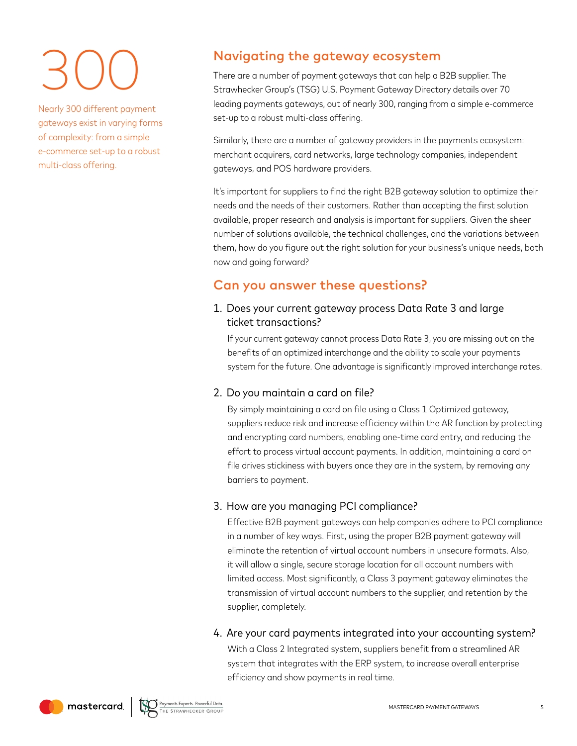300

Nearly 300 different payment gateways exist in varying forms of complexity: from a simple e-commerce set-up to a robust multi-class offering.

## Navigating the gateway ecosystem

There are a number of payment gateways that can help a B2B supplier. The Strawhecker Group's (TSG) U.S. Payment Gateway Directory details over 70 leading payments gateways, out of nearly 300, ranging from a simple e-commerce set-up to a robust multi-class offering.

Similarly, there are a number of gateway providers in the payments ecosystem: merchant acquirers, card networks, large technology companies, independent gateways, and POS hardware providers.

It's important for suppliers to find the right B2B gateway solution to optimize their needs and the needs of their customers. Rather than accepting the first solution available, proper research and analysis is important for suppliers. Given the sheer number of solutions available, the technical challenges, and the variations between them, how do you figure out the right solution for your business's unique needs, both now and going forward?

## Can you answer these questions?

1. Does your current gateway process Data Rate 3 and large ticket transactions?

   If your current gateway cannot process Data Rate 3, you are missing out on the benefits of an optimized interchange and the ability to scale your payments system for the future. One advantage is significantly improved interchange rates.

2. Do you maintain a card on file?

   By simply maintaining a card on file using a Class 1 Optimized gateway, suppliers reduce risk and increase efficiency within the AR function by protecting and encrypting card numbers, enabling one-time card entry, and reducing the effort to process virtual account payments. In addition, maintaining a card on file drives stickiness with buyers once they are in the system, by removing any barriers to payment.

3. How are you managing PCI compliance?

   Effective B2B payment gateways can help companies adhere to PCI compliance in a number of key ways. First, using the proper B2B payment gateway will eliminate the retention of virtual account numbers in unsecure formats. Also, it will allow a single, secure storage location for all account numbers with limited access. Most significantly, a Class 3 payment gateway eliminates the transmission of virtual account numbers to the supplier, and retention by the supplier, completely.

4. Are your card payments integrated into your accounting system?

   With a Class 2 Integrated system, suppliers benefit from a streamlined AR system that integrates with the ERP system, to increase overall enterprise efficiency and show payments in real time.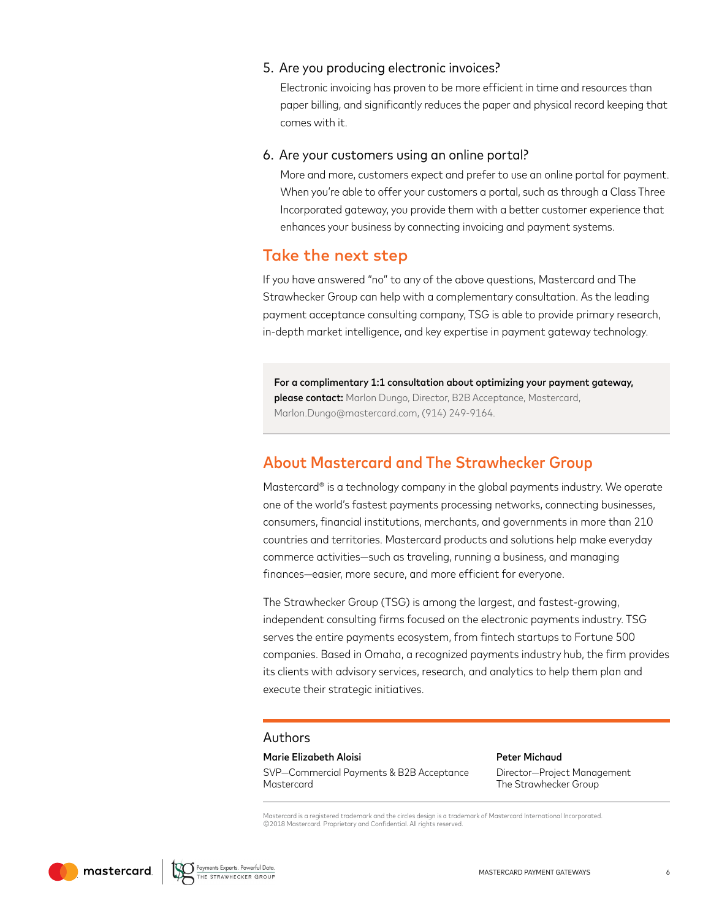5. Are you producing electronic invoices?

   Electronic invoicing has proven to be more efficient in time and resources than paper billing, and significantly reduces the paper and physical record keeping that comes with it.

6. Are your customers using an online portal?

   More and more, customers expect and prefer to use an online portal for payment. When you're able to offer your customers a portal, such as through a Class Three Incorporated gateway, you provide them with a better customer experience that enhances your business by connecting invoicing and payment systems.

## Take the next step

If you have answered "no" to any of the above questions, Mastercard and The Strawhecker Group can help with a complementary consultation. As the leading payment acceptance consulting company, TSG is able to provide primary research, in-depth market intelligence, and key expertise in payment gateway technology.

**For a complimentary 1:1 consultation about optimizing your payment gateway, please contact:** Marlon Dungo, Director, B2B Acceptance, Mastercard, Marlon.Dungo@mastercard.com, (914) 249-9164.

## About Mastercard and The Strawhecker Group

Mastercard® is a technology company in the global payments industry. We operate one of the world's fastest payments processing networks, connecting businesses, consumers, financial institutions, merchants, and governments in more than 210 countries and territories. Mastercard products and solutions help make everyday commerce activities—such as traveling, running a business, and managing finances—easier, more secure, and more efficient for everyone.

The Strawhecker Group (TSG) is among the largest, and fastest-growing, independent consulting firms focused on the electronic payments industry. TSG serves the entire payments ecosystem, from fintech startups to Fortune 500 companies. Based in Omaha, a recognized payments industry hub, the firm provides its clients with advisory services, research, and analytics to help them plan and execute their strategic initiatives.

### Authors

**Marie Elizabeth Aloisi**
SVP—Commercial Payments & B2B Acceptance
Mastercard

**Peter Michaud**
Director—Project Management
The Strawhecker Group

Mastercard is a registered trademark and the circles design is a trademark of Mastercard International Incorporated.
©2018 Mastercard. Proprietary and Confidential. All rights reserved.